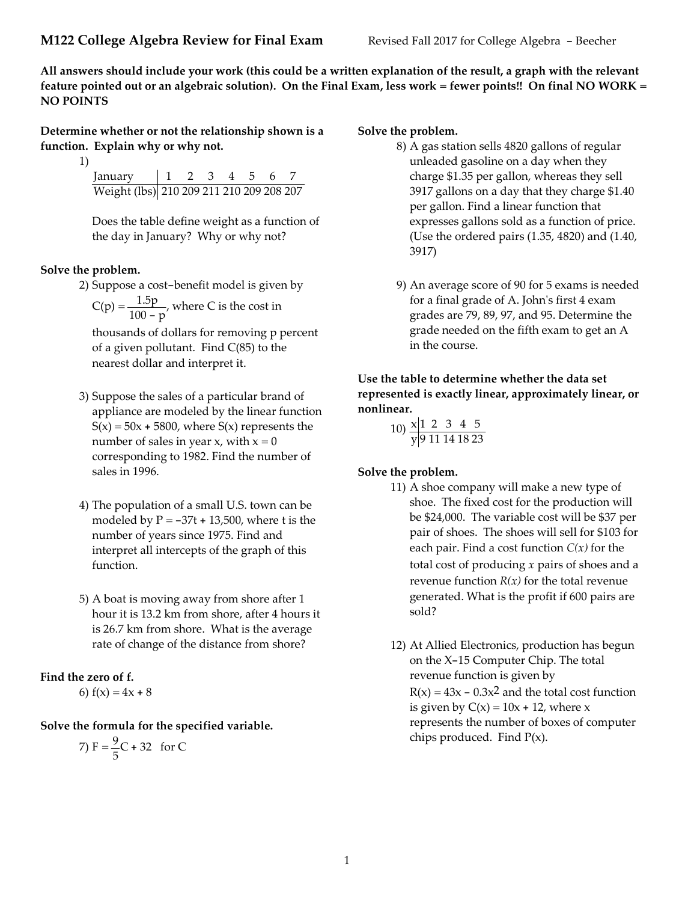**M122 College Algebra Review for Final Exam** Revised Fall 2017 for College Algebra – Beecher

**All answers should include your work (this could be a written explanation of the result, a graph with the relevant feature pointed out or an algebraic solution). On the Final Exam, less work = fewer points!! On final NO WORK = NO POINTS**

**Determine whether or not the relationship shown is a function. Explain why or why not.**

1)

| January | 1 | 2 | 3 | 4 | 5 | 6 | 7 |
|---|---|---|---|---|---|---|---|
| Weight (lbs) | 210 | 209 | 211 | 210 | 209 | 208 | 207 |

Does the table define weight as a function of the day in January? Why or why not?

**Solve the problem.**

2) Suppose a cost–benefit model is given by $C(p) = \dfrac{1.5p}{100 - p}$, where C is the cost in thousands of dollars for removing p percent of a given pollutant. Find C(85) to the nearest dollar and interpret it.

3) Suppose the sales of a particular brand of appliance are modeled by the linear function $S(x) = 50x + 5800$, where S(x) represents the number of sales in year x, with x = 0 corresponding to 1982. Find the number of sales in 1996.

4) The population of a small U.S. town can be modeled by $P = -37t + 13{,}500$, where t is the number of years since 1975. Find and interpret all intercepts of the graph of this function.

5) A boat is moving away from shore after 1 hour it is 13.2 km from shore, after 4 hours it is 26.7 km from shore. What is the average rate of change of the distance from shore?

**Find the zero of f.**

6) $f(x) = 4x + 8$

**Solve the formula for the specified variable.**

7) $F = \dfrac{9}{5}C + 32$ for C

**Solve the problem.**

8) A gas station sells 4820 gallons of regular unleaded gasoline on a day when they charge $1.35 per gallon, whereas they sell 3917 gallons on a day that they charge $1.40 per gallon. Find a linear function that expresses gallons sold as a function of price. (Use the ordered pairs (1.35, 4820) and (1.40, 3917)

9) An average score of 90 for 5 exams is needed for a final grade of A. John's first 4 exam grades are 79, 89, 97, and 95. Determine the grade needed on the fifth exam to get an A in the course.

**Use the table to determine whether the data set represented is exactly linear, approximately linear, or nonlinear.**

10)

| x | 1 | 2 | 3 | 4 | 5 |
|---|---|---|---|---|---|
| y | 9 | 11 | 14 | 18 | 23 |

**Solve the problem.**

11) A shoe company will make a new type of shoe. The fixed cost for the production will be $24,000. The variable cost will be $37 per pair of shoes. The shoes will sell for $103 for each pair. Find a cost function *C(x)* for the total cost of producing *x* pairs of shoes and a revenue function *R(x)* for the total revenue generated. What is the profit if 600 pairs are sold?

12) At Allied Electronics, production has begun on the X–15 Computer Chip. The total revenue function is given by $R(x) = 43x - 0.3x^2$ and the total cost function is given by $C(x) = 10x + 12$, where x represents the number of boxes of computer chips produced. Find P(x).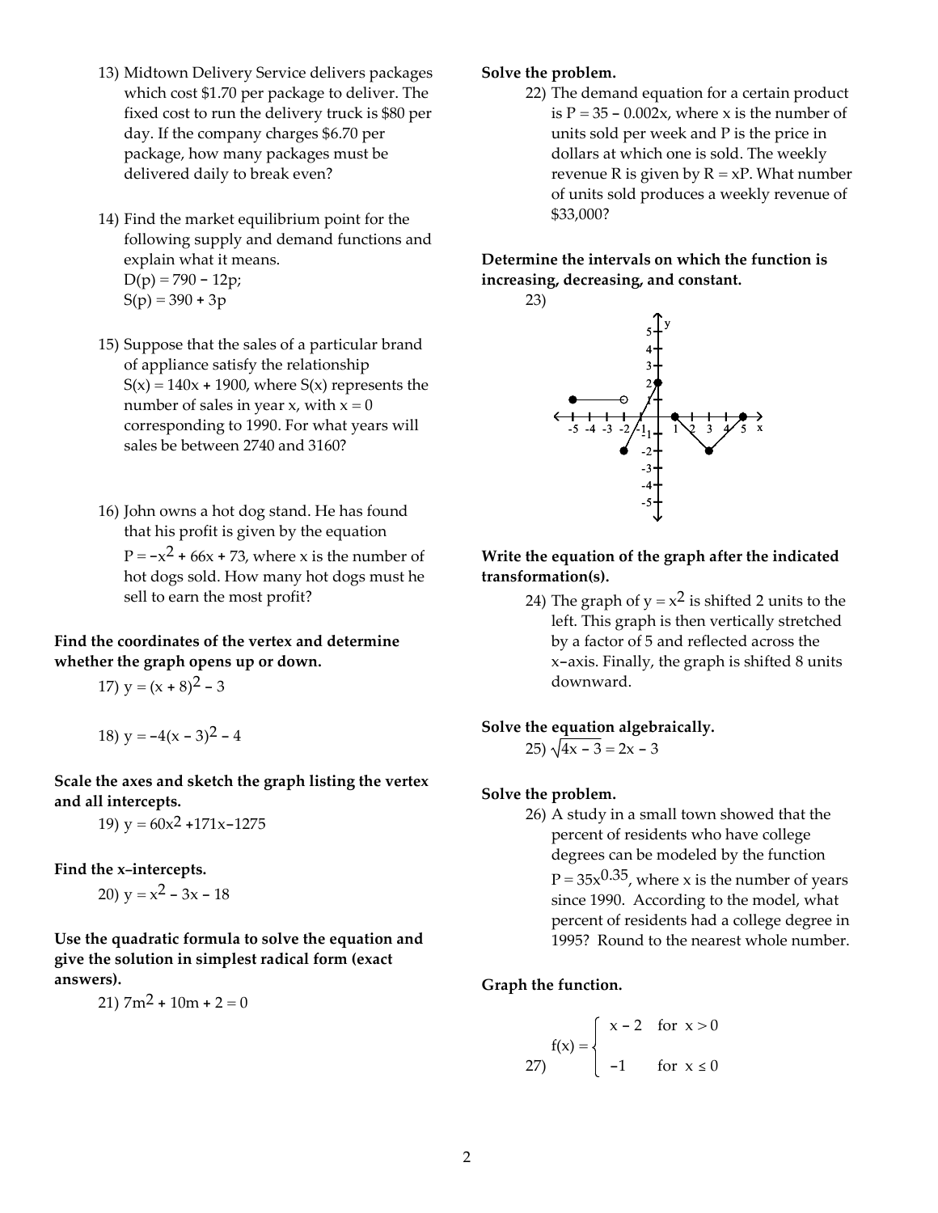13) Midtown Delivery Service delivers packages which cost \$1.70 per package to deliver. The fixed cost to run the delivery truck is \$80 per day. If the company charges \$6.70 per package, how many packages must be delivered daily to break even?

14) Find the market equilibrium point for the following supply and demand functions and explain what it means.
$D(p) = 790 - 12p$;
$S(p) = 390 + 3p$

15) Suppose that the sales of a particular brand of appliance satisfy the relationship $S(x) = 140x + 1900$, where $S(x)$ represents the number of sales in year $x$, with $x = 0$ corresponding to 1990. For what years will sales be between 2740 and 3160?

16) John owns a hot dog stand. He has found that his profit is given by the equation $P = -x^2 + 66x + 73$, where $x$ is the number of hot dogs sold. How many hot dogs must he sell to earn the most profit?

**Find the coordinates of the vertex and determine whether the graph opens up or down.**

17) $y = (x + 8)^2 - 3$

18) $y = -4(x - 3)^2 - 4$

**Scale the axes and sketch the graph listing the vertex and all intercepts.**

19) $y = 60x^2 + 171x - 1275$

**Find the x-intercepts.**

20) $y = x^2 - 3x - 18$

**Use the quadratic formula to solve the equation and give the solution in simplest radical form (exact answers).**

21) $7m^2 + 10m + 2 = 0$

**Solve the problem.**

22) The demand equation for a certain product is $P = 35 - 0.002x$, where $x$ is the number of units sold per week and $P$ is the price in dollars at which one is sold. The weekly revenue $R$ is given by $R = xP$. What number of units sold produces a weekly revenue of \$33,000?

**Determine the intervals on which the function is increasing, decreasing, and constant.**

23)

**Write the equation of the graph after the indicated transformation(s).**

24) The graph of $y = x^2$ is shifted 2 units to the left. This graph is then vertically stretched by a factor of 5 and reflected across the x-axis. Finally, the graph is shifted 8 units downward.

**Solve the equation algebraically.**

25) $\sqrt{4x - 3} = 2x - 3$

**Solve the problem.**

26) A study in a small town showed that the percent of residents who have college degrees can be modeled by the function $P = 35x^{0.35}$, where $x$ is the number of years since 1990. According to the model, what percent of residents had a college degree in 1995? Round to the nearest whole number.

**Graph the function.**

27)
$$f(x) = \begin{cases} x - 2 & \text{for } x > 0 \\ -1 & \text{for } x \leq 0 \end{cases}$$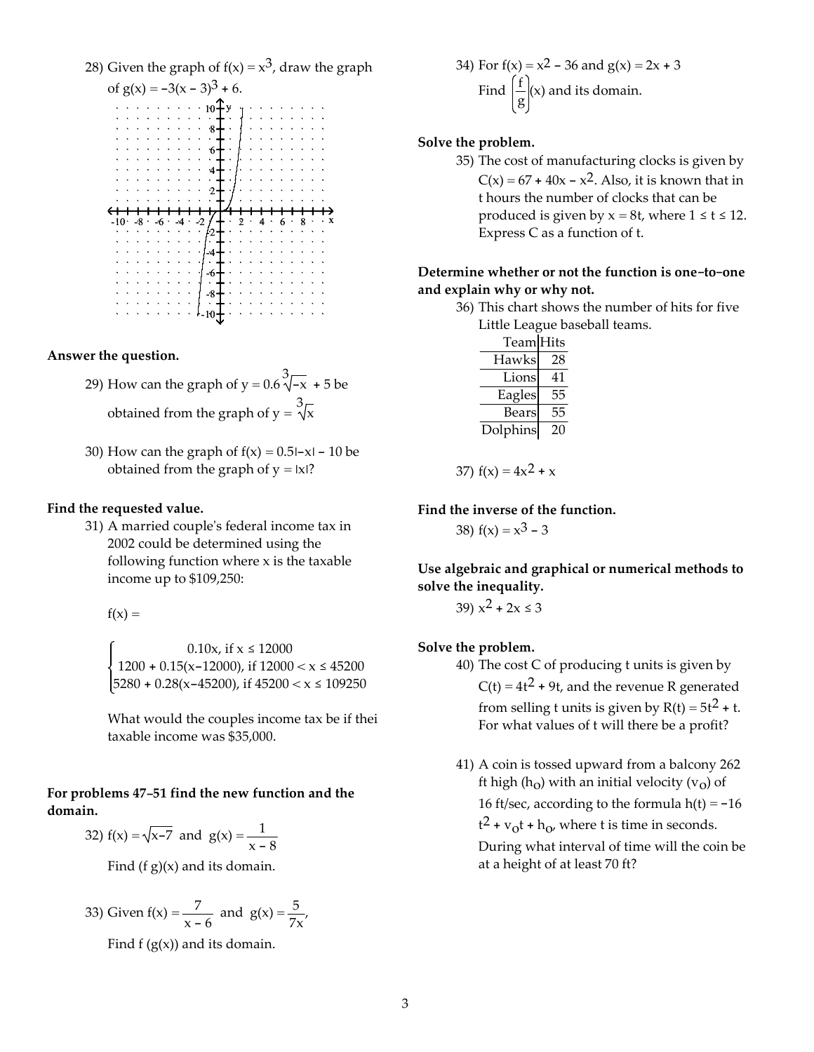28) Given the graph of $f(x) = x^3$, draw the graph of $g(x) = -3(x - 3)^3 + 6$.

**Answer the question.**

29) How can the graph of $y = 0.6\sqrt[3]{-x} + 5$ be obtained from the graph of $y = \sqrt[3]{x}$

30) How can the graph of $f(x) = 0.5|-x| - 10$ be obtained from the graph of $y = |x|$?

**Find the requested value.**

31) A married couple's federal income tax in 2002 could be determined using the following function where x is the taxable income up to \$109,250:

$f(x) =$

$$\begin{cases} 0.10x, \text{ if } x \le 12000 \\ 1200 + 0.15(x-12000), \text{ if } 12000 < x \le 45200 \\ 5280 + 0.28(x-45200), \text{ if } 45200 < x \le 109250 \end{cases}$$

What would the couples income tax be if thei taxable income was \$35,000.

**For problems 47–51 find the new function and the domain.**

32) $f(x) = \sqrt{x-7}$ and $g(x) = \dfrac{1}{x - 8}$

Find $(f\, g)(x)$ and its domain.

33) Given $f(x) = \dfrac{7}{x - 6}$ and $g(x) = \dfrac{5}{7x}$,

Find $f\,(g(x))$ and its domain.

34) For $f(x) = x^2 - 36$ and $g(x) = 2x + 3$

Find $\left(\dfrac{f}{g}\right)(x)$ and its domain.

**Solve the problem.**

35) The cost of manufacturing clocks is given by $C(x) = 67 + 40x - x^2$. Also, it is known that in t hours the number of clocks that can be produced is given by $x = 8t$, where $1 \le t \le 12$. Express C as a function of t.

**Determine whether or not the function is one–to–one and explain why or why not.**

36) This chart shows the number of hits for five Little League baseball teams.

| Team | Hits |
|---|---|
| Hawks | 28 |
| Lions | 41 |
| Eagles | 55 |
| Bears | 55 |
| Dolphins | 20 |

37) $f(x) = 4x^2 + x$

**Find the inverse of the function.**

38) $f(x) = x^3 - 3$

**Use algebraic and graphical or numerical methods to solve the inequality.**

39) $x^2 + 2x \le 3$

**Solve the problem.**

40) The cost C of producing t units is given by $C(t) = 4t^2 + 9t$, and the revenue R generated from selling t units is given by $R(t) = 5t^2 + t$. For what values of t will there be a profit?

41) A coin is tossed upward from a balcony 262 ft high ($h_o$) with an initial velocity ($v_o$) of 16 ft/sec, according to the formula $h(t) = -16t^2 + v_o t + h_o$, where t is time in seconds. During what interval of time will the coin be at a height of at least 70 ft?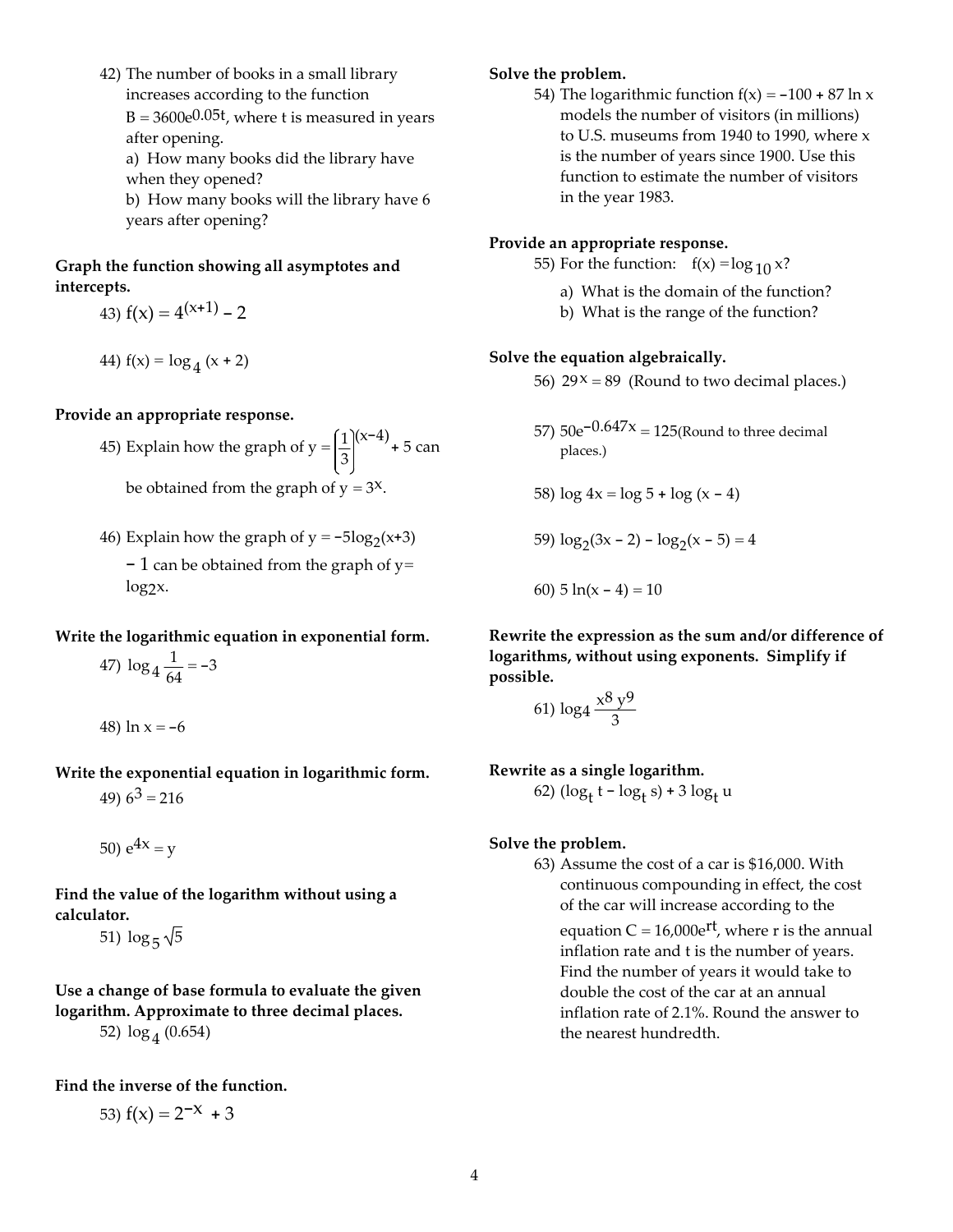42) The number of books in a small library increases according to the function $B = 3600e^{0.05t}$, where t is measured in years after opening.

a) How many books did the library have when they opened?

b) How many books will the library have 6 years after opening?

**Graph the function showing all asymptotes and intercepts.**

43) $f(x) = 4^{(x+1)} - 2$

44) $f(x) = \log_4 (x + 2)$

**Provide an appropriate response.**

45) Explain how the graph of $y = \left(\frac{1}{3}\right)^{(x-4)} + 5$ can be obtained from the graph of $y = 3^x$.

46) Explain how the graph of $y = -5\log_2(x+3) - 1$ can be obtained from the graph of $y = \log_2 x$.

**Write the logarithmic equation in exponential form.**

47) $\log_4 \frac{1}{64} = -3$

48) $\ln x = -6$

**Write the exponential equation in logarithmic form.**

49) $6^3 = 216$

50) $e^{4x} = y$

**Find the value of the logarithm without using a calculator.**

51) $\log_5 \sqrt{5}$

**Use a change of base formula to evaluate the given logarithm. Approximate to three decimal places.**

52) $\log_4 (0.654)$

**Find the inverse of the function.**

53) $f(x) = 2^{-x} + 3$

**Solve the problem.**

54) The logarithmic function $f(x) = -100 + 87 \ln x$ models the number of visitors (in millions) to U.S. museums from 1940 to 1990, where x is the number of years since 1900. Use this function to estimate the number of visitors in the year 1983.

**Provide an appropriate response.**

55) For the function: $f(x) = \log_{10} x$?

a) What is the domain of the function?

b) What is the range of the function?

**Solve the equation algebraically.**

56) $29^x = 89$ (Round to two decimal places.)

57) $50e^{-0.647x} = 125$ (Round to three decimal places.)

58) $\log 4x = \log 5 + \log (x - 4)$

59) $\log_2(3x - 2) - \log_2(x - 5) = 4$

60) $5 \ln(x - 4) = 10$

**Rewrite the expression as the sum and/or difference of logarithms, without using exponents. Simplify if possible.**

61) $\log_4 \frac{x^8 y^9}{3}$

**Rewrite as a single logarithm.**

62) $(\log_t t - \log_t s) + 3 \log_t u$

**Solve the problem.**

63) Assume the cost of a car is \$16,000. With continuous compounding in effect, the cost of the car will increase according to the equation $C = 16{,}000e^{rt}$, where r is the annual inflation rate and t is the number of years. Find the number of years it would take to double the cost of the car at an annual inflation rate of 2.1%. Round the answer to the nearest hundredth.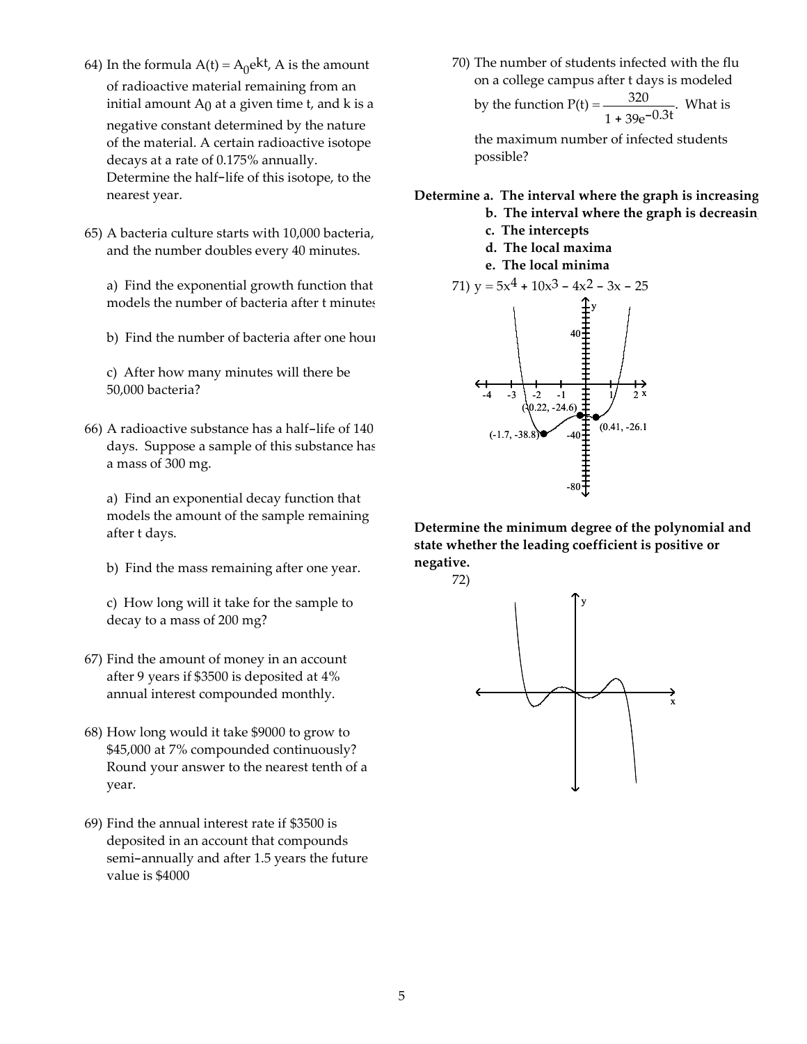64) In the formula $A(t) = A_0e^{kt}$, A is the amount of radioactive material remaining from an initial amount $A_0$ at a given time t, and k is a negative constant determined by the nature of the material. A certain radioactive isotope decays at a rate of 0.175% annually. Determine the half-life of this isotope, to the nearest year.

65) A bacteria culture starts with 10,000 bacteria, and the number doubles every 40 minutes.

a) Find the exponential growth function that models the number of bacteria after t minutes

b) Find the number of bacteria after one hour

c) After how many minutes will there be 50,000 bacteria?

66) A radioactive substance has a half-life of 140 days. Suppose a sample of this substance has a mass of 300 mg.

a) Find an exponential decay function that models the amount of the sample remaining after t days.

b) Find the mass remaining after one year.

c) How long will it take for the sample to decay to a mass of 200 mg?

67) Find the amount of money in an account after 9 years if $3500 is deposited at 4% annual interest compounded monthly.

68) How long would it take $9000 to grow to $45,000 at 7% compounded continuously? Round your answer to the nearest tenth of a year.

69) Find the annual interest rate if $3500 is deposited in an account that compounds semi-annually and after 1.5 years the future value is $4000

70) The number of students infected with the flu on a college campus after t days is modeled by the function $P(t) = \dfrac{320}{1 + 39e^{-0.3t}}$. What is the maximum number of infected students possible?

**Determine a. The interval where the graph is increasing**
**b. The interval where the graph is decreasing**
**c. The intercepts**
**d. The local maxima**
**e. The local minima**

71) $y = 5x^4 + 10x^3 - 4x^2 - 3x - 25$

(-1.7, -38.8)
(-0.22, -24.6)
(0.41, -26.1)

**Determine the minimum degree of the polynomial and state whether the leading coefficient is positive or negative.**

72)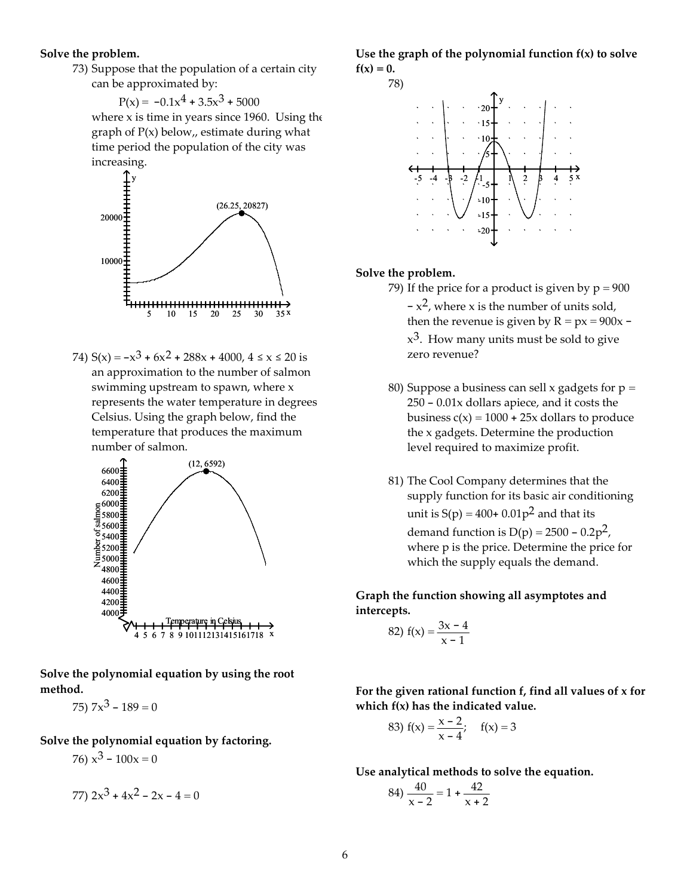**Solve the problem.**

73) Suppose that the population of a certain city can be approximated by:

$$P(x) = -0.1x^4 + 3.5x^3 + 5000$$

where x is time in years since 1960. Using the graph of P(x) below,, estimate during what time period the population of the city was increasing.

74) $S(x) = -x^3 + 6x^2 + 288x + 4000$, $4 \le x \le 20$ is an approximation to the number of salmon swimming upstream to spawn, where x represents the water temperature in degrees Celsius. Using the graph below, find the temperature that produces the maximum number of salmon.

**Solve the polynomial equation by using the root method.**

75) $7x^3 - 189 = 0$

**Solve the polynomial equation by factoring.**

76) $x^3 - 100x = 0$

77) $2x^3 + 4x^2 - 2x - 4 = 0$

**Use the graph of the polynomial function f(x) to solve f(x) = 0.**

78)

**Solve the problem.**

79) If the price for a product is given by $p = 900 - x^2$, where x is the number of units sold, then the revenue is given by $R = px = 900x - x^3$. How many units must be sold to give zero revenue?

80) Suppose a business can sell x gadgets for $p = 250 - 0.01x$ dollars apiece, and it costs the business $c(x) = 1000 + 25x$ dollars to produce the x gadgets. Determine the production level required to maximize profit.

81) The Cool Company determines that the supply function for its basic air conditioning unit is $S(p) = 400 + 0.01p^2$ and that its demand function is $D(p) = 2500 - 0.2p^2$, where p is the price. Determine the price for which the supply equals the demand.

**Graph the function showing all asymptotes and intercepts.**

82) $f(x) = \dfrac{3x - 4}{x - 1}$

**For the given rational function f, find all values of x for which f(x) has the indicated value.**

83) $f(x) = \dfrac{x - 2}{x - 4}$; $f(x) = 3$

**Use analytical methods to solve the equation.**

84) $\dfrac{40}{x - 2} = 1 + \dfrac{42}{x + 2}$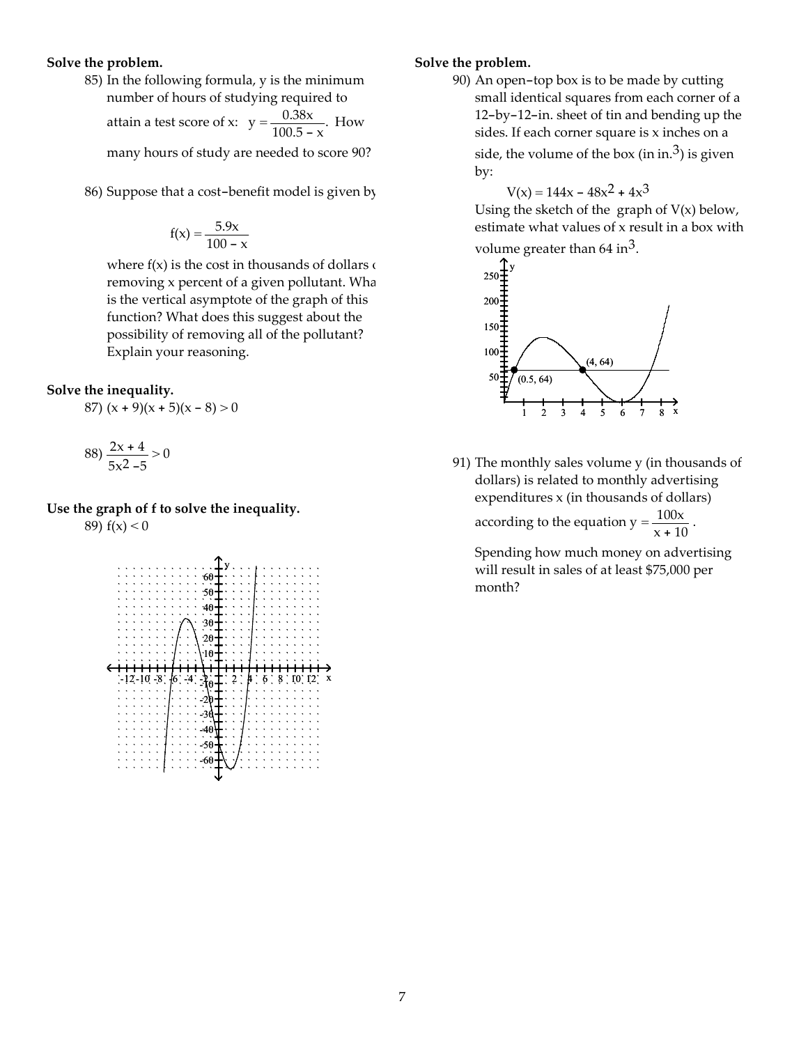**Solve the problem.**

85) In the following formula, y is the minimum number of hours of studying required to attain a test score of x: $y = \dfrac{0.38x}{100.5 - x}$. How many hours of study are needed to score 90?

86) Suppose that a cost–benefit model is given by

$$f(x) = \frac{5.9x}{100 - x}$$

where f(x) is the cost in thousands of dollars of removing x percent of a given pollutant. What is the vertical asymptote of the graph of this function? What does this suggest about the possibility of removing all of the pollutant? Explain your reasoning.

**Solve the inequality.**

87) $(x + 9)(x + 5)(x - 8) > 0$

88) $\dfrac{2x + 4}{5x^2 - 5} > 0$

**Use the graph of f to solve the inequality.**

89) $f(x) < 0$

**Solve the problem.**

90) An open–top box is to be made by cutting small identical squares from each corner of a 12–by–12–in. sheet of tin and bending up the sides. If each corner square is x inches on a side, the volume of the box (in $in.^3$) is given by:

$$V(x) = 144x - 48x^2 + 4x^3$$

Using the sketch of the graph of V(x) below, estimate what values of x result in a box with volume greater than 64 $in^3$.

91) The monthly sales volume y (in thousands of dollars) is related to monthly advertising expenditures x (in thousands of dollars) according to the equation $y = \dfrac{100x}{x + 10}$.

Spending how much money on advertising will result in sales of at least \$75,000 per month?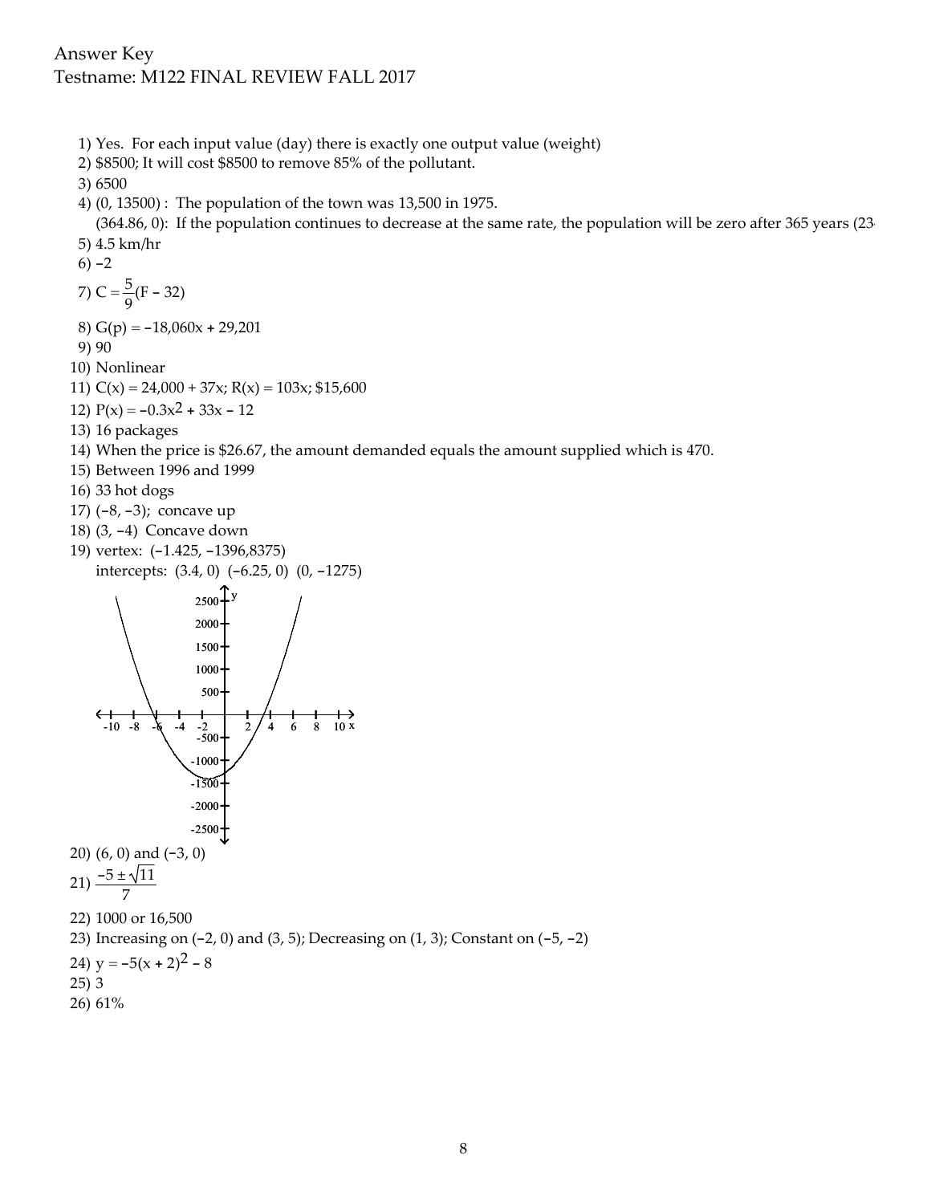Answer Key
Testname: M122 FINAL REVIEW FALL 2017

1) Yes. For each input value (day) there is exactly one output value (weight)
2) \$8500; It will cost \$8500 to remove 85% of the pollutant.
3) 6500
4) (0, 13500) : The population of the town was 13,500 in 1975.
   (364.86, 0): If the population continues to decrease at the same rate, the population will be zero after 365 years (23
5) 4.5 km/hr
6) −2
7) $C = \frac{5}{9}(F - 32)$
8) $G(p) = -18{,}060x + 29{,}201$
9) 90
10) Nonlinear
11) $C(x) = 24{,}000 + 37x$; $R(x) = 103x$; \$15,600
12) $P(x) = -0.3x^2 + 33x - 12$
13) 16 packages
14) When the price is \$26.67, the amount demanded equals the amount supplied which is 470.
15) Between 1996 and 1999
16) 33 hot dogs
17) (−8, −3); concave up
18) (3, −4) Concave down
19) vertex: (−1.425, −1396,8375)
    intercepts: (3.4, 0) (−6.25, 0) (0, −1275)
20) (6, 0) and (−3, 0)
21) $\frac{-5 \pm \sqrt{11}}{7}$
22) 1000 or 16,500
23) Increasing on (−2, 0) and (3, 5); Decreasing on (1, 3); Constant on (−5, −2)
24) $y = -5(x + 2)^2 - 8$
25) 3
26) 61%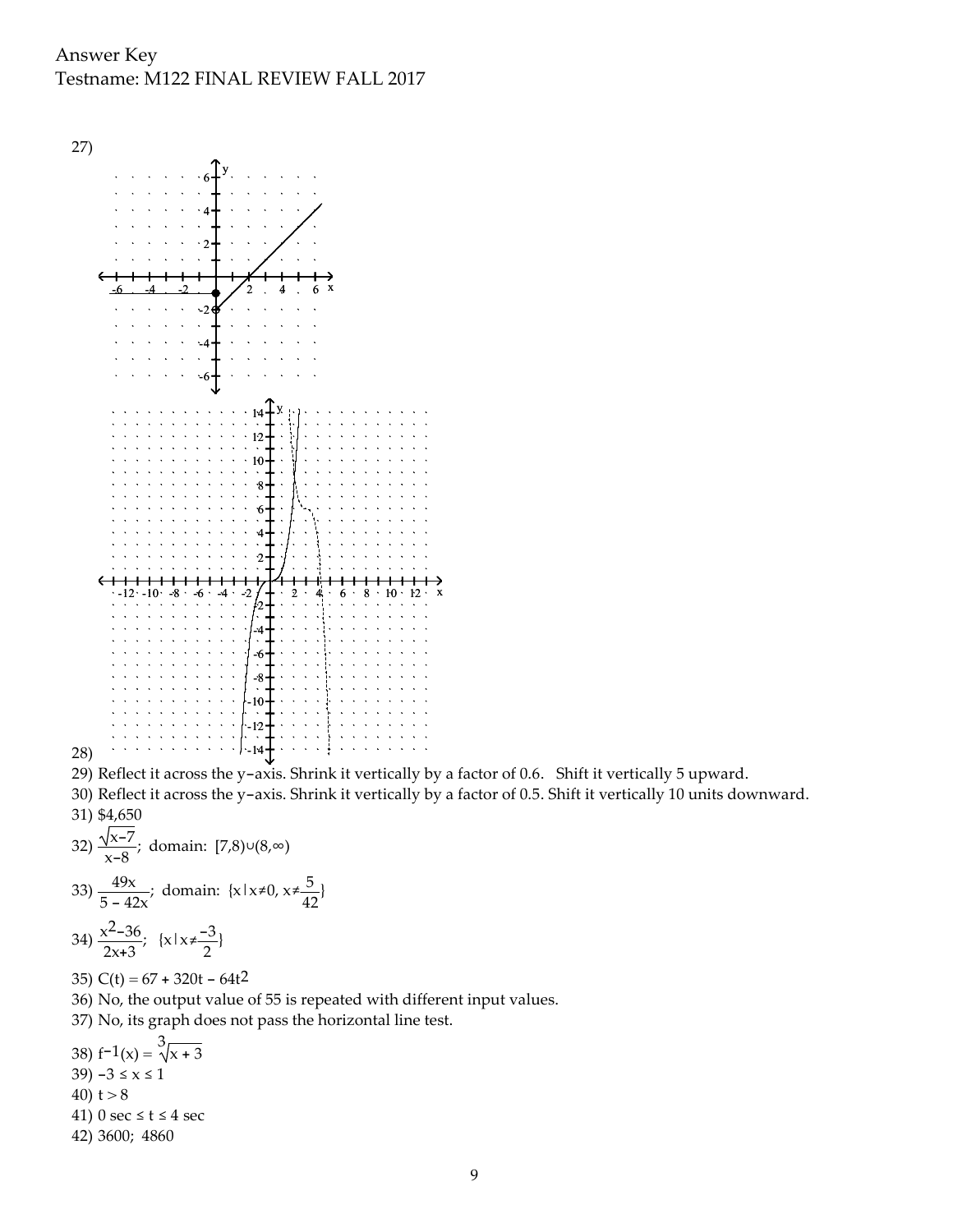Answer Key
Testname: M122 FINAL REVIEW FALL 2017

27)

28)

29) Reflect it across the y–axis. Shrink it vertically by a factor of 0.6. Shift it vertically 5 upward.

30) Reflect it across the y–axis. Shrink it vertically by a factor of 0.5. Shift it vertically 10 units downward.

31) \$4,650

32) $\dfrac{\sqrt{x-7}}{x-8}$; domain: $[7,8)\cup(8,\infty)$

33) $\dfrac{49x}{5-42x}$; domain: $\{x \mid x\neq 0, x\neq \dfrac{5}{42}\}$

34) $\dfrac{x^2-36}{2x+3}$; $\{x \mid x\neq \dfrac{-3}{2}\}$

35) $C(t) = 67 + 320t - 64t^2$

36) No, the output value of 55 is repeated with different input values.

37) No, its graph does not pass the horizontal line test.

38) $f^{-1}(x) = \sqrt[3]{x+3}$

39) $-3 \le x \le 1$

40) $t > 8$

41) $0 \text{ sec} \le t \le 4 \text{ sec}$

42) 3600; 4860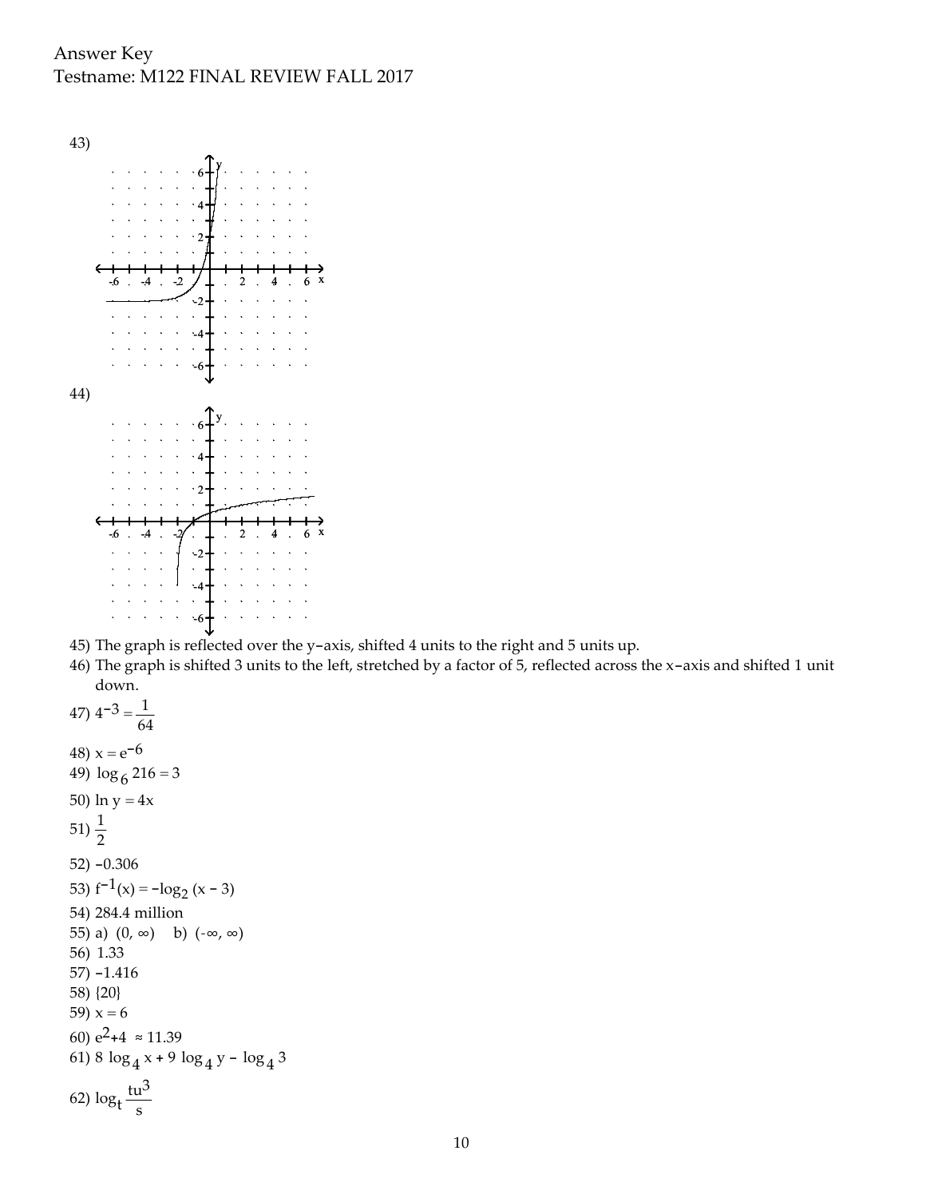Answer Key
Testname: M122 FINAL REVIEW FALL 2017

43)

44)

45) The graph is reflected over the y-axis, shifted 4 units to the right and 5 units up.

46) The graph is shifted 3 units to the left, stretched by a factor of 5, reflected across the x-axis and shifted 1 unit down.

47) $4^{-3} = \frac{1}{64}$

48) $x = e^{-6}$

49) $\log_6 216 = 3$

50) $\ln y = 4x$

51) $\frac{1}{2}$

52) $-0.306$

53) $f^{-1}(x) = -\log_2 (x - 3)$

54) 284.4 million

55) a) $(0, \infty)$ b) $(-\infty, \infty)$

56) 1.33

57) $-1.416$

58) $\{20\}$

59) $x = 6$

60) $e^2+4 \approx 11.39$

61) $8 \log_4 x + 9 \log_4 y - \log_4 3$

62) $\log_t \frac{tu^3}{s}$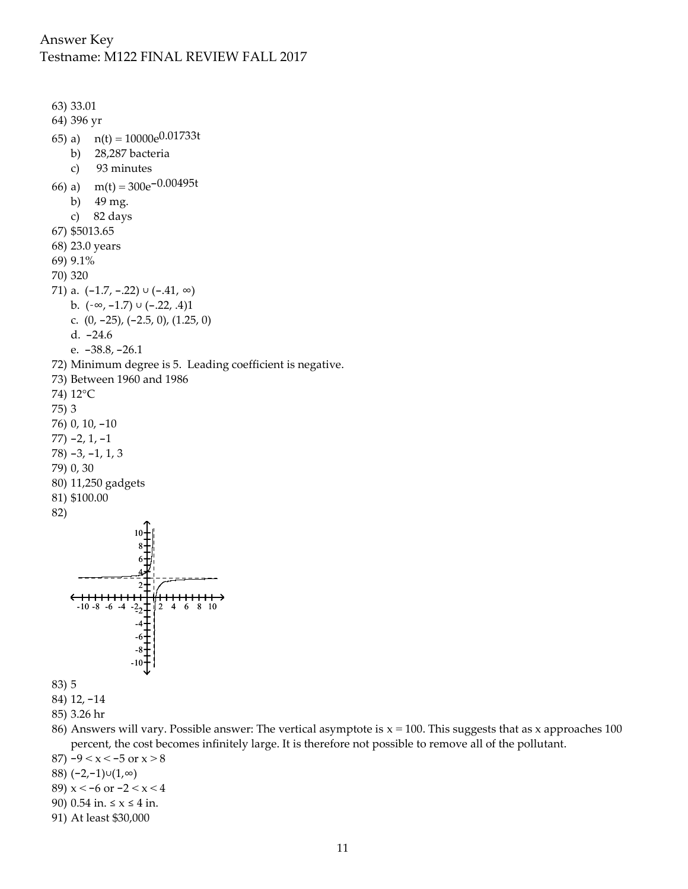Answer Key
Testname: M122 FINAL REVIEW FALL 2017

63) 33.01
64) 396 yr
65) a) $n(t) = 10000e^{0.01733t}$
    b) 28,287 bacteria
    c) 93 minutes
66) a) $m(t) = 300e^{-0.00495t}$
    b) 49 mg.
    c) 82 days
67) $5013.65
68) 23.0 years
69) 9.1%
70) 320
71) a. $(-1.7, -.22) \cup (-.41, \infty)$
    b. $(-\infty, -1.7) \cup (-.22, .4)1$
    c. $(0, -25)$, $(-2.5, 0)$, $(1.25, 0)$
    d. $-24.6$
    e. $-38.8$, $-26.1$
72) Minimum degree is 5. Leading coefficient is negative.
73) Between 1960 and 1986
74) 12°C
75) 3
76) 0, 10, −10
77) −2, 1, −1
78) −3, −1, 1, 3
79) 0, 30
80) 11,250 gadgets
81) $100.00
82)

10
8
6
4
2
-2
-4
-6
-8
-10
-10 -8 -6 -4 -2 2 4 6 8 10

83) 5
84) 12, −14
85) 3.26 hr
86) Answers will vary. Possible answer: The vertical asymptote is $x = 100$. This suggests that as x approaches 100 percent, the cost becomes infinitely large. It is therefore not possible to remove all of the pollutant.
87) $-9 < x < -5$ or $x > 8$
88) $(-2,-1) \cup (1,\infty)$
89) $x < -6$ or $-2 < x < 4$
90) 0.54 in. $\le x \le$ 4 in.
91) At least $30,000